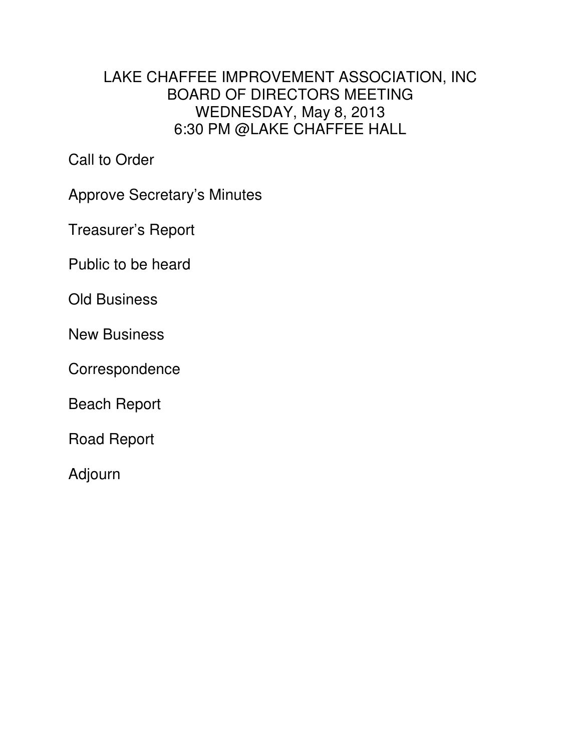# LAKE CHAFFEE IMPROVEMENT ASSOCIATION, INC
## BOARD OF DIRECTORS MEETING
## WEDNESDAY, May 8, 2013
## 6:30 PM @LAKE CHAFFEE HALL

Call to Order

Approve Secretary's Minutes

Treasurer's Report

Public to be heard

Old Business

New Business

Correspondence

Beach Report

Road Report

Adjourn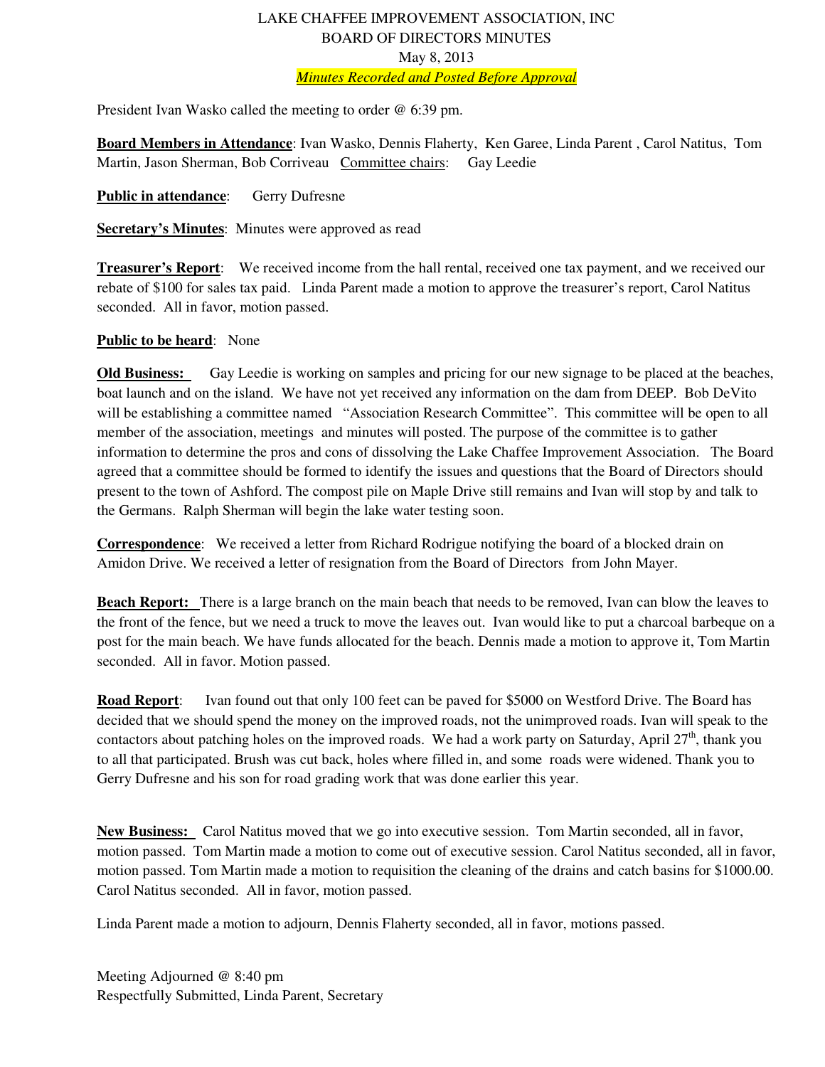LAKE CHAFFEE IMPROVEMENT ASSOCIATION, INC
BOARD OF DIRECTORS MINUTES
May 8, 2013
*Minutes Recorded and Posted Before Approval*

President Ivan Wasko called the meeting to order @ 6:39 pm.

**Board Members in Attendance**: Ivan Wasko, Dennis Flaherty, Ken Garee, Linda Parent , Carol Natitus, Tom Martin, Jason Sherman, Bob Corriveau Committee chairs: Gay Leedie

**Public in attendance**: Gerry Dufresne

**Secretary's Minutes**: Minutes were approved as read

**Treasurer's Report**: We received income from the hall rental, received one tax payment, and we received our rebate of $100 for sales tax paid. Linda Parent made a motion to approve the treasurer's report, Carol Natitus seconded. All in favor, motion passed.

**Public to be heard**: None

**Old Business:** Gay Leedie is working on samples and pricing for our new signage to be placed at the beaches, boat launch and on the island. We have not yet received any information on the dam from DEEP. Bob DeVito will be establishing a committee named "Association Research Committee". This committee will be open to all member of the association, meetings and minutes will posted. The purpose of the committee is to gather information to determine the pros and cons of dissolving the Lake Chaffee Improvement Association. The Board agreed that a committee should be formed to identify the issues and questions that the Board of Directors should present to the town of Ashford. The compost pile on Maple Drive still remains and Ivan will stop by and talk to the Germans. Ralph Sherman will begin the lake water testing soon.

**Correspondence**: We received a letter from Richard Rodrigue notifying the board of a blocked drain on Amidon Drive. We received a letter of resignation from the Board of Directors from John Mayer.

**Beach Report:** There is a large branch on the main beach that needs to be removed, Ivan can blow the leaves to the front of the fence, but we need a truck to move the leaves out. Ivan would like to put a charcoal barbeque on a post for the main beach. We have funds allocated for the beach. Dennis made a motion to approve it, Tom Martin seconded. All in favor. Motion passed.

**Road Report**: Ivan found out that only 100 feet can be paved for $5000 on Westford Drive. The Board has decided that we should spend the money on the improved roads, not the unimproved roads. Ivan will speak to the contactors about patching holes on the improved roads. We had a work party on Saturday, April 27th, thank you to all that participated. Brush was cut back, holes where filled in, and some roads were widened. Thank you to Gerry Dufresne and his son for road grading work that was done earlier this year.

**New Business:** Carol Natitus moved that we go into executive session. Tom Martin seconded, all in favor, motion passed. Tom Martin made a motion to come out of executive session. Carol Natitus seconded, all in favor, motion passed. Tom Martin made a motion to requisition the cleaning of the drains and catch basins for $1000.00. Carol Natitus seconded. All in favor, motion passed.

Linda Parent made a motion to adjourn, Dennis Flaherty seconded, all in favor, motions passed.

Meeting Adjourned @ 8:40 pm
Respectfully Submitted, Linda Parent, Secretary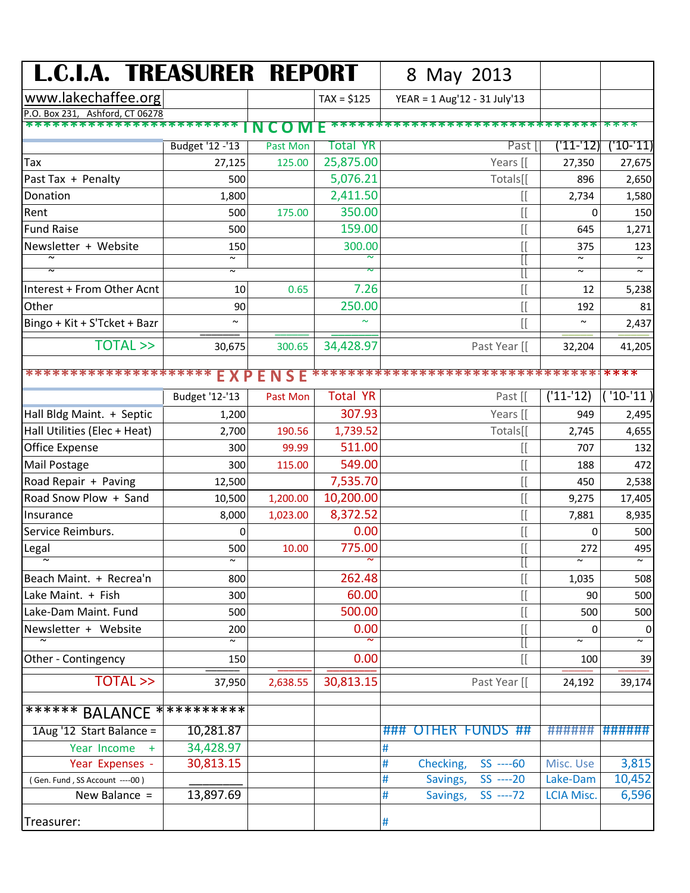# L.C.I.A. TREASURER REPORT

8 May 2013

www.lakechaffee.org

P.O. Box 231, Ashford, CT 06278

TAX = $125

YEAR = 1 Aug'12 - 31 July'13

## INCOME

| | Budget '12 -'13 | Past Mon | Total YR | Past [[ | ('11-'12) | ('10-'11) |
|---|---|---|---|---|---|---|
| Tax | 27,125 | 125.00 | 25,875.00 | Years [[ | 27,350 | 27,675 |
| Past Tax + Penalty | 500 | | 5,076.21 | Totals[[ | 896 | 2,650 |
| Donation | 1,800 | | 2,411.50 | [[ | 2,734 | 1,580 |
| Rent | 500 | 175.00 | 350.00 | [[ | 0 | 150 |
| Fund Raise | 500 | | 159.00 | [[ | 645 | 1,271 |
| Newsletter + Website | 150 | | 300.00 | [[ | 375 | 123 |
| ~ | ~ | | ~ | [[ | ~ | ~ |
| ~ | ~ | | ~ | [[ | ~ | ~ |
| Interest + From Other Acnt | 10 | 0.65 | 7.26 | [[ | 12 | 5,238 |
| Other | 90 | | 250.00 | [[ | 192 | 81 |
| Bingo + Kit + S'Tcket + Bazr | ~ | | ~ | [[ | ~ | 2,437 |
| TOTAL >> | 30,675 | 300.65 | 34,428.97 | Past Year [[ | 32,204 | 41,205 |

## EXPENSE

| | Budget '12-'13 | Past Mon | Total YR | Past [[ | ('11-'12) | ('10-'11) |
|---|---|---|---|---|---|---|
| Hall Bldg Maint. + Septic | 1,200 | | 307.93 | Years [[ | 949 | 2,495 |
| Hall Utilities (Elec + Heat) | 2,700 | 190.56 | 1,739.52 | Totals[[ | 2,745 | 4,655 |
| Office Expense | 300 | 99.99 | 511.00 | [[ | 707 | 132 |
| Mail Postage | 300 | 115.00 | 549.00 | [[ | 188 | 472 |
| Road Repair + Paving | 12,500 | | 7,535.70 | [[ | 450 | 2,538 |
| Road Snow Plow + Sand | 10,500 | 1,200.00 | 10,200.00 | [[ | 9,275 | 17,405 |
| Insurance | 8,000 | 1,023.00 | 8,372.52 | [[ | 7,881 | 8,935 |
| Service Reimburs. | 0 | | 0.00 | [[ | 0 | 500 |
| Legal | 500 | 10.00 | 775.00 | [[ | 272 | 495 |
| ~ | ~ | | ~ | [[ | ~ | ~ |
| Beach Maint. + Recrea'n | 800 | | 262.48 | [[ | 1,035 | 508 |
| Lake Maint. + Fish | 300 | | 60.00 | [[ | 90 | 500 |
| Lake-Dam Maint. Fund | 500 | | 500.00 | [[ | 500 | 500 |
| Newsletter + Website | 200 | | 0.00 | [[ | 0 | 0 |
| ~ | ~ | | ~ | [[ | ~ | ~ |
| Other - Contingency | 150 | | 0.00 | [[ | 100 | 39 |
| TOTAL >> | 37,950 | 2,638.55 | 30,813.15 | Past Year [[ | 24,192 | 39,174 |

## BALANCE

| | |
|---|---|
| 1Aug '12 Start Balance = | 10,281.87 |
| Year Income + | 34,428.97 |
| Year Expenses - | 30,813.15 |
| ( Gen. Fund , SS Account ----00 ) | |
| New Balance = | 13,897.69 |

## OTHER FUNDS

| | | |
|---|---|---|
| Checking, SS ----60 | Misc. Use | 3,815 |
| Savings, SS ----20 | Lake-Dam | 10,452 |
| Savings, SS ----72 | LCIA Misc. | 6,596 |

Treasurer: